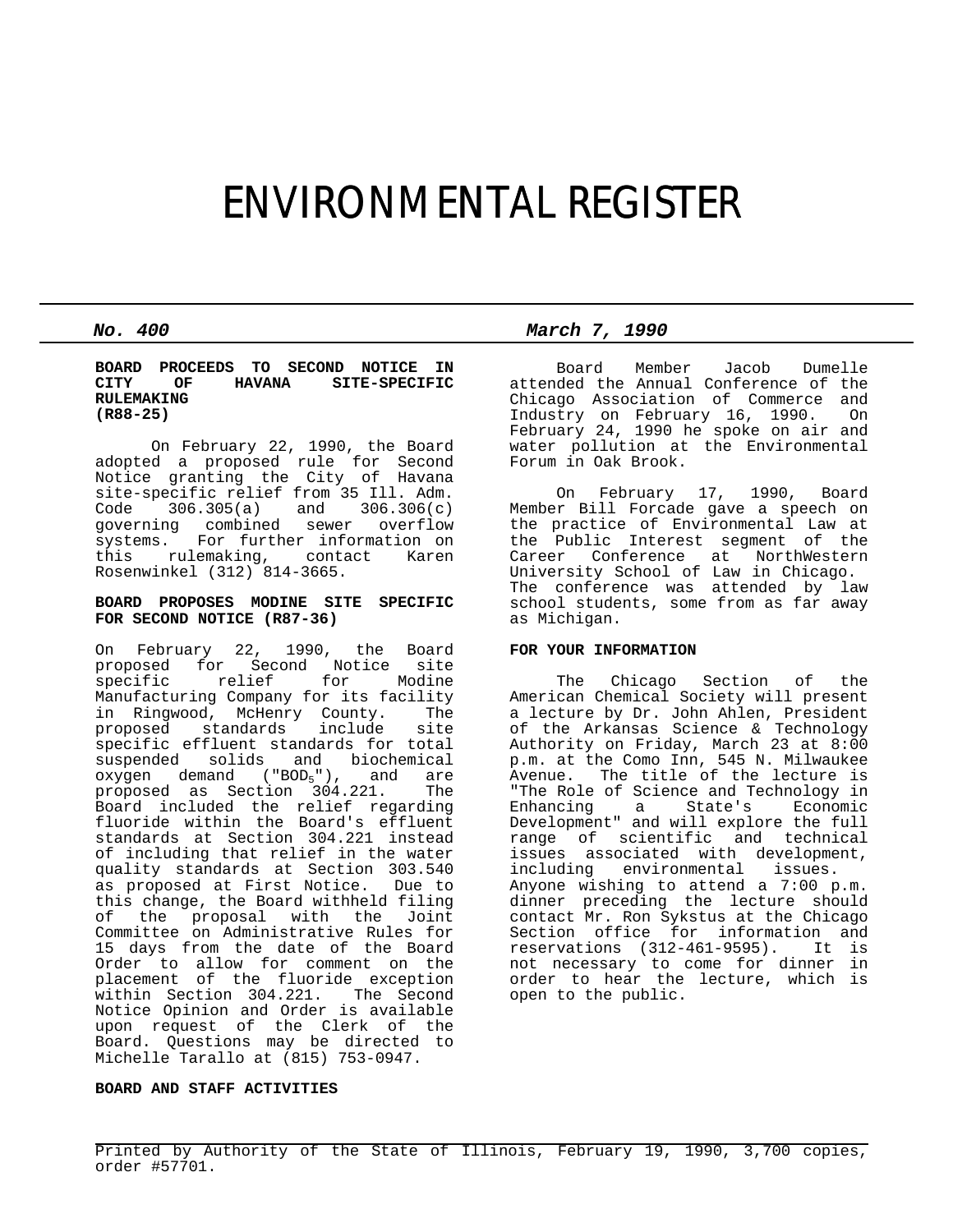# ENVIRONMENTAL REGISTER

***No. 400*** ***March 7, 1990***

**BOARD PROCEEDS TO SECOND NOTICE IN CITY OF HAVANA SITE-SPECIFIC RULEMAKING (R88-25)**

On February 22, 1990, the Board adopted a proposed rule for Second Notice granting the City of Havana site-specific relief from 35 Ill. Adm. Code 306.305(a) and 306.306(c) governing combined sewer overflow systems. For further information on this rulemaking, contact Karen Rosenwinkel (312) 814-3665.

**BOARD PROPOSES MODINE SITE SPECIFIC FOR SECOND NOTICE (R87-36)**

On February 22, 1990, the Board proposed for Second Notice site specific relief for Modine Manufacturing Company for its facility in Ringwood, McHenry County. The proposed standards include site specific effluent standards for total suspended solids and biochemical oxygen demand ("$BOD_5$"), and are proposed as Section 304.221. The Board included the relief regarding fluoride within the Board's effluent standards at Section 304.221 instead of including that relief in the water quality standards at Section 303.540 as proposed at First Notice. Due to this change, the Board withheld filing of the proposal with the Joint Committee on Administrative Rules for 15 days from the date of the Board Order to allow for comment on the placement of the fluoride exception within Section 304.221. The Second Notice Opinion and Order is available upon request of the Clerk of the Board. Questions may be directed to Michelle Tarallo at (815) 753-0947.

**BOARD AND STAFF ACTIVITIES**

Board Member Jacob Dumelle attended the Annual Conference of the Chicago Association of Commerce and Industry on February 16, 1990. On February 24, 1990 he spoke on air and water pollution at the Environmental Forum in Oak Brook.

On February 17, 1990, Board Member Bill Forcade gave a speech on the practice of Environmental Law at the Public Interest segment of the Career Conference at NorthWestern University School of Law in Chicago. The conference was attended by law school students, some from as far away as Michigan.

**FOR YOUR INFORMATION**

The Chicago Section of the American Chemical Society will present a lecture by Dr. John Ahlen, President of the Arkansas Science & Technology Authority on Friday, March 23 at 8:00 p.m. at the Como Inn, 545 N. Milwaukee Avenue. The title of the lecture is "The Role of Science and Technology in Enhancing a State's Economic Development" and will explore the full range of scientific and technical issues associated with development, including environmental issues. Anyone wishing to attend a 7:00 p.m. dinner preceding the lecture should contact Mr. Ron Sykstus at the Chicago Section office for information and reservations (312-461-9595). It is not necessary to come for dinner in order to hear the lecture, which is open to the public.

Printed by Authority of the State of Illinois, February 19, 1990, 3,700 copies, order #57701.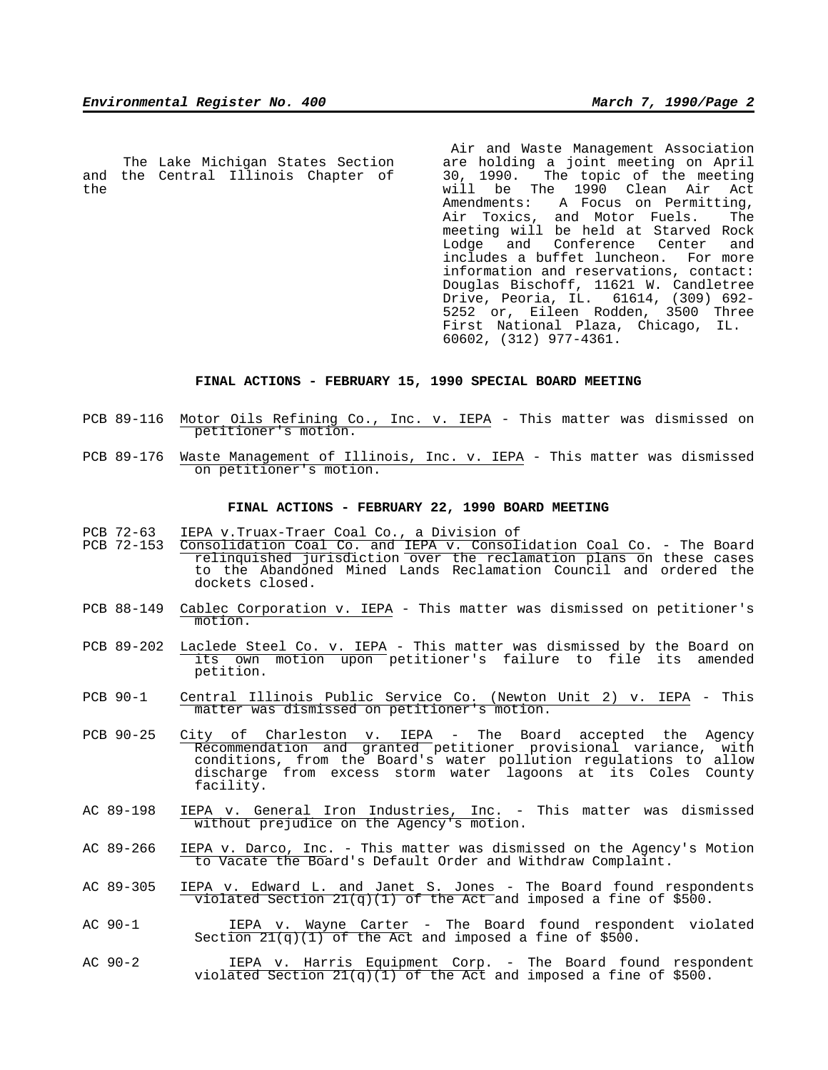The Lake Michigan States Section and the Central Illinois Chapter of the Air and Waste Management Association are holding a joint meeting on April 30, 1990. The topic of the meeting will be The 1990 Clean Air Act Amendments: A Focus on Permitting, Air Toxics, and Motor Fuels. The meeting will be held at Starved Rock Lodge and Conference Center and includes a buffet luncheon. For more information and reservations, contact: Douglas Bischoff, 11621 W. Candletree Drive, Peoria, IL. 61614, (309) 692-5252 or, Eileen Rodden, 3500 Three First National Plaza, Chicago, IL. 60602, (312) 977-4361.

**FINAL ACTIONS - FEBRUARY 15, 1990 SPECIAL BOARD MEETING**

PCB 89-116 Motor Oils Refining Co., Inc. v. IEPA - This matter was dismissed on petitioner's motion.

PCB 89-176 Waste Management of Illinois, Inc. v. IEPA - This matter was dismissed on petitioner's motion.

**FINAL ACTIONS - FEBRUARY 22, 1990 BOARD MEETING**

PCB 72-63 IEPA v.Truax-Traer Coal Co., a Division of
PCB 72-153 Consolidation Coal Co. and IEPA v. Consolidation Coal Co. - The Board relinquished jurisdiction over the reclamation plans on these cases to the Abandoned Mined Lands Reclamation Council and ordered the dockets closed.

PCB 88-149 Cablec Corporation v. IEPA - This matter was dismissed on petitioner's motion.

PCB 89-202 Laclede Steel Co. v. IEPA - This matter was dismissed by the Board on its own motion upon petitioner's failure to file its amended petition.

PCB 90-1 Central Illinois Public Service Co. (Newton Unit 2) v. IEPA - This matter was dismissed on petitioner's motion.

PCB 90-25 City of Charleston v. IEPA - The Board accepted the Agency Recommendation and granted petitioner provisional variance, with conditions, from the Board's water pollution regulations to allow discharge from excess storm water lagoons at its Coles County facility.

AC 89-198 IEPA v. General Iron Industries, Inc. - This matter was dismissed without prejudice on the Agency's motion.

AC 89-266 IEPA v. Darco, Inc. - This matter was dismissed on the Agency's Motion to Vacate the Board's Default Order and Withdraw Complaint.

AC 89-305 IEPA v. Edward L. and Janet S. Jones - The Board found respondents violated Section 21(q)(1) of the Act and imposed a fine of $500.

AC 90-1 IEPA v. Wayne Carter - The Board found respondent violated Section 21(q)(1) of the Act and imposed a fine of $500.

AC 90-2 IEPA v. Harris Equipment Corp. - The Board found respondent violated Section 21(q)(1) of the Act and imposed a fine of $500.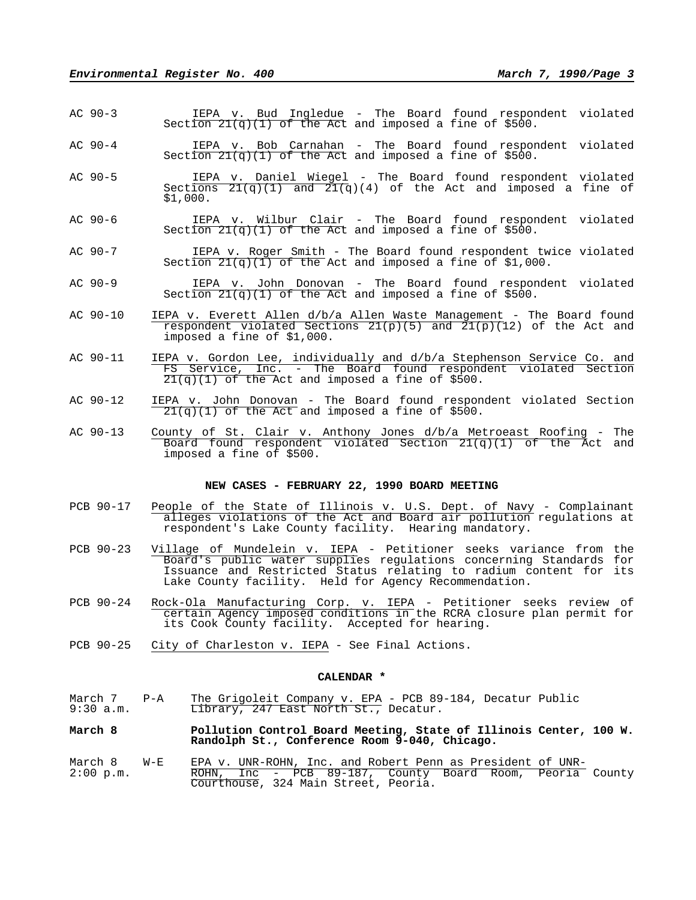AC 90-3 IEPA v. Bud Ingledue - The Board found respondent violated Section 21(q)(1) of the Act and imposed a fine of $500.

AC 90-4 IEPA v. Bob Carnahan - The Board found respondent violated Section 21(q)(1) of the Act and imposed a fine of $500.

AC 90-5 IEPA v. Daniel Wiegel - The Board found respondent violated Sections 21(q)(1) and 21(q)(4) of the Act and imposed a fine of $1,000.

AC 90-6 IEPA v. Wilbur Clair - The Board found respondent violated Section 21(q)(1) of the Act and imposed a fine of $500.

AC 90-7 IEPA v. Roger Smith - The Board found respondent twice violated Section 21(q)(1) of the Act and imposed a fine of $1,000.

AC 90-9 IEPA v. John Donovan - The Board found respondent violated Section 21(q)(1) of the Act and imposed a fine of $500.

AC 90-10 IEPA v. Everett Allen d/b/a Allen Waste Management - The Board found respondent violated Sections 21(p)(5) and 21(p)(12) of the Act and imposed a fine of $1,000.

AC 90-11 IEPA v. Gordon Lee, individually and d/b/a Stephenson Service Co. and FS Service, Inc. - The Board found respondent violated Section 21(q)(1) of the Act and imposed a fine of $500.

AC 90-12 IEPA v. John Donovan - The Board found respondent violated Section 21(q)(1) of the Act and imposed a fine of $500.

AC 90-13 County of St. Clair v. Anthony Jones d/b/a Metroeast Roofing - The Board found respondent violated Section 21(q)(1) of the Act and imposed a fine of $500.

## NEW CASES - FEBRUARY 22, 1990 BOARD MEETING

PCB 90-17 People of the State of Illinois v. U.S. Dept. of Navy - Complainant alleges violations of the Act and Board air pollution regulations at respondent's Lake County facility. Hearing mandatory.

PCB 90-23 Village of Mundelein v. IEPA - Petitioner seeks variance from the Board's public water supplies regulations concerning Standards for Issuance and Restricted Status relating to radium content for its Lake County facility. Held for Agency Recommendation.

PCB 90-24 Rock-Ola Manufacturing Corp. v. IEPA - Petitioner seeks review of certain Agency imposed conditions in the RCRA closure plan permit for its Cook County facility. Accepted for hearing.

PCB 90-25 City of Charleston v. IEPA - See Final Actions.

## CALENDAR *

March 7 9:30 a.m. P-A The Grigoleit Company v. EPA - PCB 89-184, Decatur Public Library, 247 East North St., Decatur.

**March 8 Pollution Control Board Meeting, State of Illinois Center, 100 W. Randolph St., Conference Room 9-040, Chicago.**

March 8 2:00 p.m. W-E EPA v. UNR-ROHN, Inc. and Robert Penn as President of UNR-ROHN, Inc - PCB 89-187, County Board Room, Peoria County Courthouse, 324 Main Street, Peoria.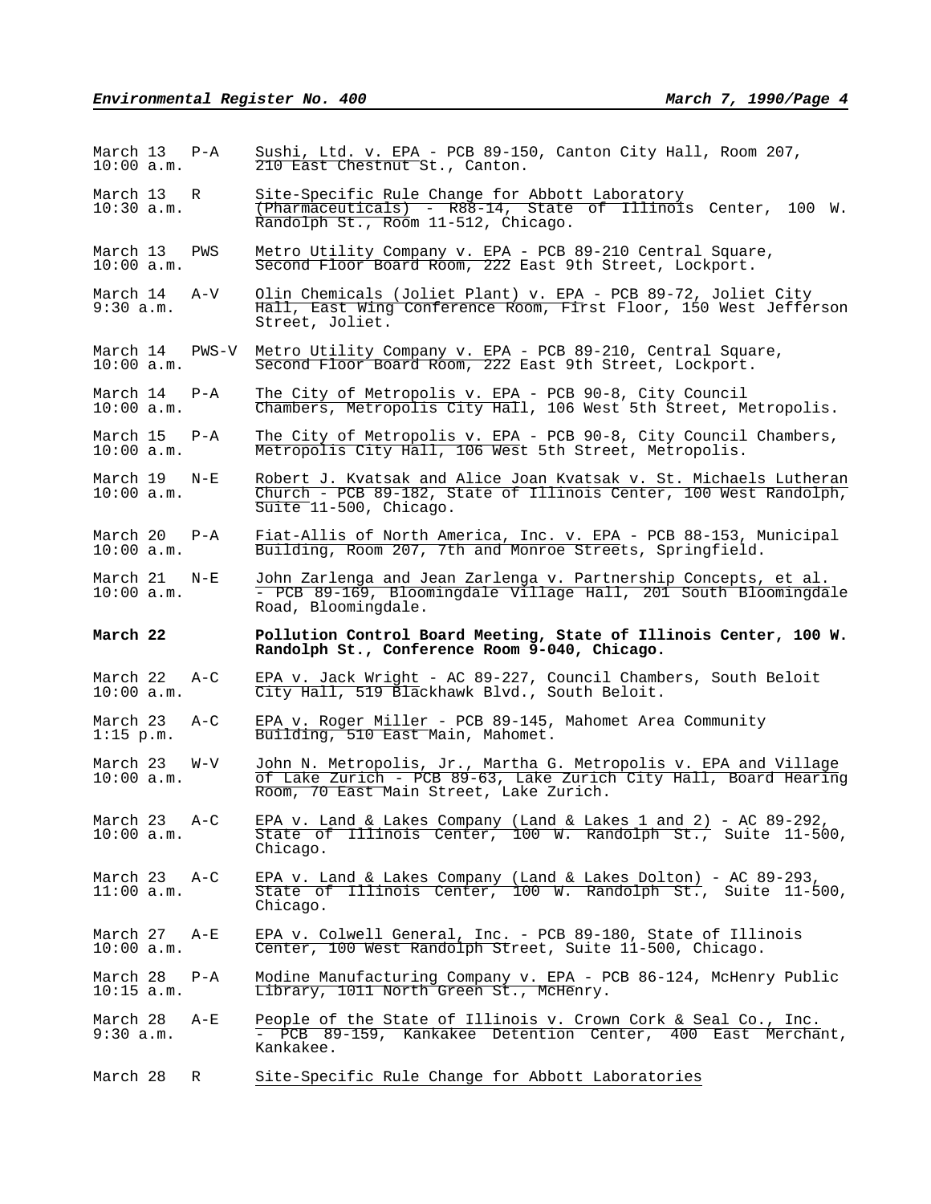| Date/Time | Type | Case |
|---|---|---|
| March 13 10:00 a.m. | P-A | Sushi, Ltd. v. EPA - PCB 89-150, Canton City Hall, Room 207, 210 East Chestnut St., Canton. |
| March 13 10:30 a.m. | R | Site-Specific Rule Change for Abbott Laboratory (Pharmaceuticals) - R88-14, State of Illinois Center, 100 W. Randolph St., Room 11-512, Chicago. |
| March 13 10:00 a.m. | PWS | Metro Utility Company v. EPA - PCB 89-210 Central Square, Second Floor Board Room, 222 East 9th Street, Lockport. |
| March 14 9:30 a.m. | A-V | Olin Chemicals (Joliet Plant) v. EPA - PCB 89-72, Joliet City Hall, East Wing Conference Room, First Floor, 150 West Jefferson Street, Joliet. |
| March 14 10:00 a.m. | PWS-V | Metro Utility Company v. EPA - PCB 89-210, Central Square, Second Floor Board Room, 222 East 9th Street, Lockport. |
| March 14 10:00 a.m. | P-A | The City of Metropolis v. EPA - PCB 90-8, City Council Chambers, Metropolis City Hall, 106 West 5th Street, Metropolis. |
| March 15 10:00 a.m. | P-A | The City of Metropolis v. EPA - PCB 90-8, City Council Chambers, Metropolis City Hall, 106 West 5th Street, Metropolis. |
| March 19 10:00 a.m. | N-E | Robert J. Kvatsak and Alice Joan Kvatsak v. St. Michaels Lutheran Church - PCB 89-182, State of Illinois Center, 100 West Randolph, Suite 11-500, Chicago. |
| March 20 10:00 a.m. | P-A | Fiat-Allis of North America, Inc. v. EPA - PCB 88-153, Municipal Building, Room 207, 7th and Monroe Streets, Springfield. |
| March 21 10:00 a.m. | N-E | John Zarlenga and Jean Zarlenga v. Partnership Concepts, et al. - PCB 89-169, Bloomingdale Village Hall, 201 South Bloomingdale Road, Bloomingdale. |
| **March 22** | | **Pollution Control Board Meeting, State of Illinois Center, 100 W. Randolph St., Conference Room 9-040, Chicago.** |
| March 22 10:00 a.m. | A-C | EPA v. Jack Wright - AC 89-227, Council Chambers, South Beloit City Hall, 519 Blackhawk Blvd., South Beloit. |
| March 23 1:15 p.m. | A-C | EPA v. Roger Miller - PCB 89-145, Mahomet Area Community Building, 510 East Main, Mahomet. |
| March 23 10:00 a.m. | W-V | John N. Metropolis, Jr., Martha G. Metropolis v. EPA and Village of Lake Zurich - PCB 89-63, Lake Zurich City Hall, Board Hearing Room, 70 East Main Street, Lake Zurich. |
| March 23 10:00 a.m. | A-C | EPA v. Land & Lakes Company (Land & Lakes 1 and 2) - AC 89-292, State of Illinois Center, 100 W. Randolph St., Suite 11-500, Chicago. |
| March 23 11:00 a.m. | A-C | EPA v. Land & Lakes Company (Land & Lakes Dolton) - AC 89-293, State of Illinois Center, 100 W. Randolph St., Suite 11-500, Chicago. |
| March 27 10:00 a.m. | A-E | EPA v. Colwell General, Inc. - PCB 89-180, State of Illinois Center, 100 West Randolph Street, Suite 11-500, Chicago. |
| March 28 10:15 a.m. | P-A | Modine Manufacturing Company v. EPA - PCB 86-124, McHenry Public Library, 1011 North Green St., McHenry. |
| March 28 9:30 a.m. | A-E | People of the State of Illinois v. Crown Cork & Seal Co., Inc. - PCB 89-159, Kankakee Detention Center, 400 East Merchant, Kankakee. |
| March 28 | R | Site-Specific Rule Change for Abbott Laboratories |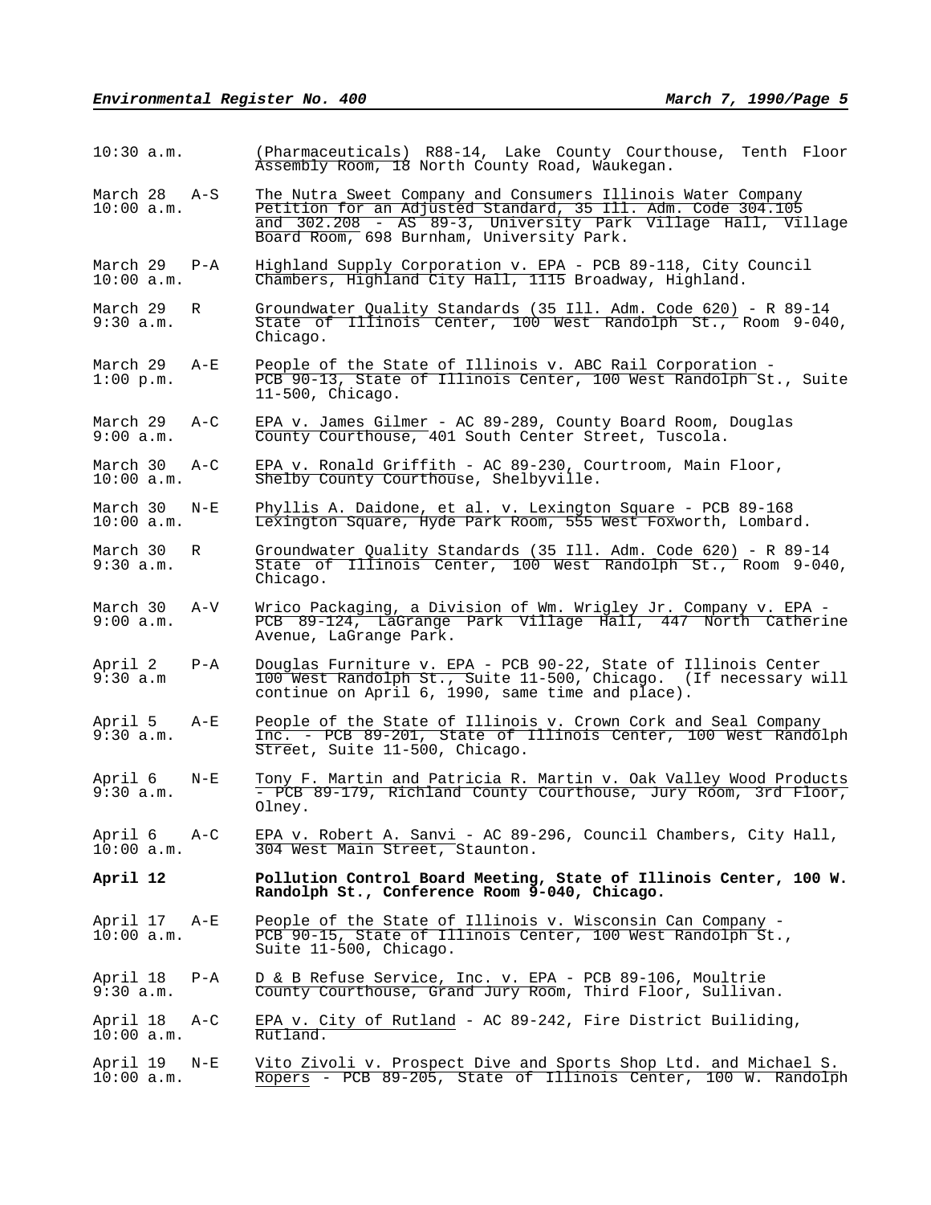| | | |
|---|---|---|
| 10:30 a.m. | | (Pharmaceuticals) R88-14, Lake County Courthouse, Tenth Floor Assembly Room, 18 North County Road, Waukegan. |
| March 28<br>10:00 a.m. | A-S | The Nutra Sweet Company and Consumers Illinois Water Company Petition for an Adjusted Standard, 35 Ill. Adm. Code 304.105 and 302.208 - AS 89-3, University Park Village Hall, Village Board Room, 698 Burnham, University Park. |
| March 29<br>10:00 a.m. | P-A | Highland Supply Corporation v. EPA - PCB 89-118, City Council Chambers, Highland City Hall, 1115 Broadway, Highland. |
| March 29<br>9:30 a.m. | R | Groundwater Quality Standards (35 Ill. Adm. Code 620) - R 89-14 State of Illinois Center, 100 West Randolph St., Room 9-040, Chicago. |
| March 29<br>1:00 p.m. | A-E | People of the State of Illinois v. ABC Rail Corporation - PCB 90-13, State of Illinois Center, 100 West Randolph St., Suite 11-500, Chicago. |
| March 29<br>9:00 a.m. | A-C | EPA v. James Gilmer - AC 89-289, County Board Room, Douglas County Courthouse, 401 South Center Street, Tuscola. |
| March 30<br>10:00 a.m. | A-C | EPA v. Ronald Griffith - AC 89-230, Courtroom, Main Floor, Shelby County Courthouse, Shelbyville. |
| March 30<br>10:00 a.m. | N-E | Phyllis A. Daidone, et al. v. Lexington Square - PCB 89-168 Lexington Square, Hyde Park Room, 555 West Foxworth, Lombard. |
| March 30<br>9:30 a.m. | R | Groundwater Quality Standards (35 Ill. Adm. Code 620) - R 89-14 State of Illinois Center, 100 West Randolph St., Room 9-040, Chicago. |
| March 30<br>9:00 a.m. | A-V | Wrico Packaging, a Division of Wm. Wrigley Jr. Company v. EPA - PCB 89-124, LaGrange Park Village Hall, 447 North Catherine Avenue, LaGrange Park. |
| April 2<br>9:30 a.m | P-A | Douglas Furniture v. EPA - PCB 90-22, State of Illinois Center 100 West Randolph St., Suite 11-500, Chicago. (If necessary will continue on April 6, 1990, same time and place). |
| April 5<br>9:30 a.m. | A-E | People of the State of Illinois v. Crown Cork and Seal Company Inc. - PCB 89-201, State of Illinois Center, 100 West Randolph Street, Suite 11-500, Chicago. |
| April 6<br>9:30 a.m. | N-E | Tony F. Martin and Patricia R. Martin v. Oak Valley Wood Products - PCB 89-179, Richland County Courthouse, Jury Room, 3rd Floor, Olney. |
| April 6<br>10:00 a.m. | A-C | EPA v. Robert A. Sanvi - AC 89-296, Council Chambers, City Hall, 304 West Main Street, Staunton. |
| **April 12** | | **Pollution Control Board Meeting, State of Illinois Center, 100 W. Randolph St., Conference Room 9-040, Chicago.** |
| April 17<br>10:00 a.m. | A-E | People of the State of Illinois v. Wisconsin Can Company - PCB 90-15, State of Illinois Center, 100 West Randolph St., Suite 11-500, Chicago. |
| April 18<br>9:30 a.m. | P-A | D & B Refuse Service, Inc. v. EPA - PCB 89-106, Moultrie County Courthouse, Grand Jury Room, Third Floor, Sullivan. |
| April 18<br>10:00 a.m. | A-C | EPA v. City of Rutland - AC 89-242, Fire District Builiding, Rutland. |
| April 19<br>10:00 a.m. | N-E | Vito Zivoli v. Prospect Dive and Sports Shop Ltd. and Michael S. Ropers - PCB 89-205, State of Illinois Center, 100 W. Randolph |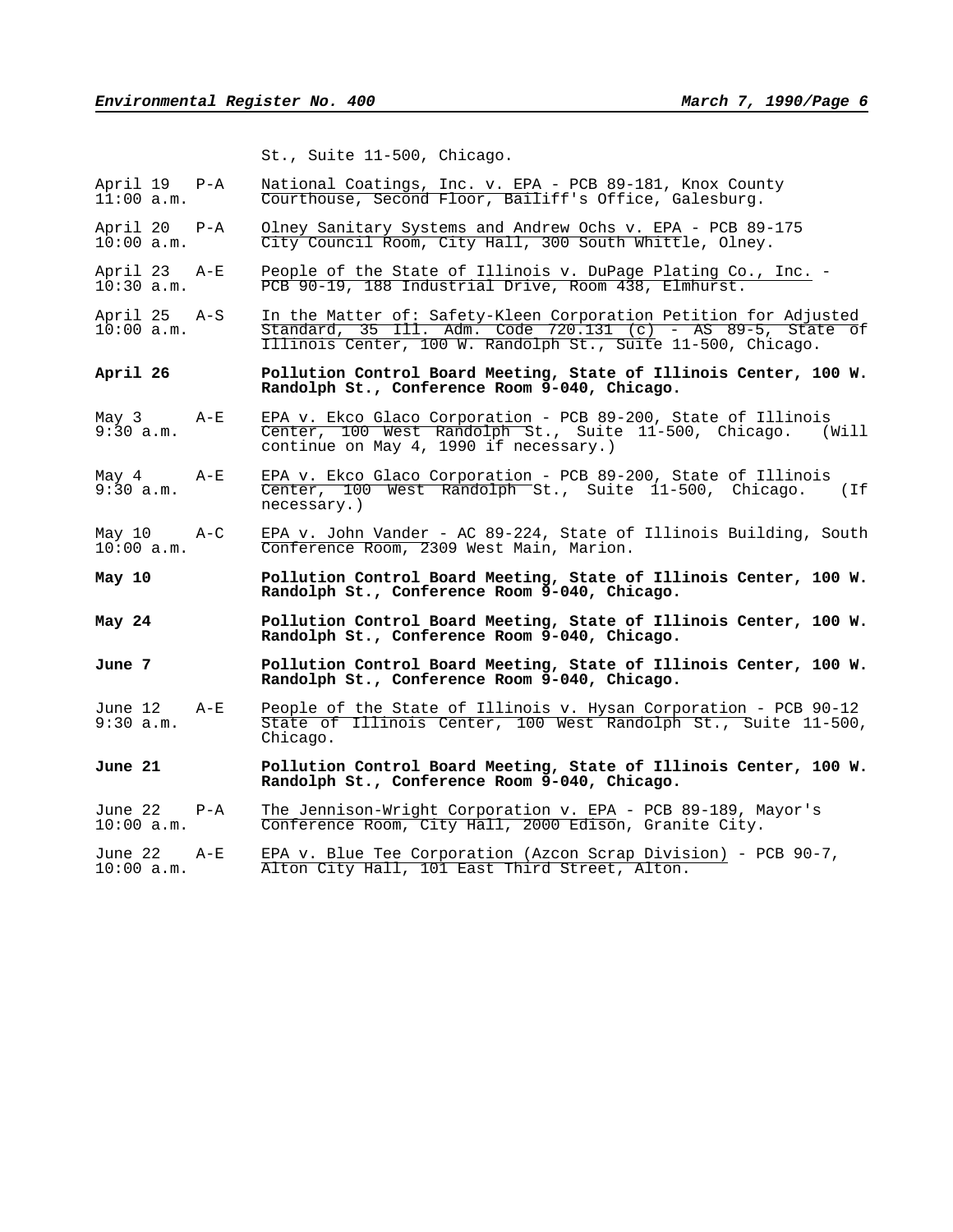St., Suite 11-500, Chicago.

| | | |
|---|---|---|
| April 19<br>11:00 a.m. | P-A | National Coatings, Inc. v. EPA - PCB 89-181, Knox County Courthouse, Second Floor, Bailiff's Office, Galesburg. |
| April 20<br>10:00 a.m. | P-A | Olney Sanitary Systems and Andrew Ochs v. EPA - PCB 89-175 City Council Room, City Hall, 300 South Whittle, Olney. |
| April 23<br>10:30 a.m. | A-E | People of the State of Illinois v. DuPage Plating Co., Inc. - PCB 90-19, 188 Industrial Drive, Room 438, Elmhurst. |
| April 25<br>10:00 a.m. | A-S | In the Matter of: Safety-Kleen Corporation Petition for Adjusted Standard, 35 Ill. Adm. Code 720.131 (c) - AS 89-5, State of Illinois Center, 100 W. Randolph St., Suite 11-500, Chicago. |
| **April 26** | | **Pollution Control Board Meeting, State of Illinois Center, 100 W. Randolph St., Conference Room 9-040, Chicago.** |
| May 3<br>9:30 a.m. | A-E | EPA v. Ekco Glaco Corporation - PCB 89-200, State of Illinois Center, 100 West Randolph St., Suite 11-500, Chicago. (Will continue on May 4, 1990 if necessary.) |
| May 4<br>9:30 a.m. | A-E | EPA v. Ekco Glaco Corporation - PCB 89-200, State of Illinois Center, 100 West Randolph St., Suite 11-500, Chicago. (If necessary.) |
| May 10<br>10:00 a.m. | A-C | EPA v. John Vander - AC 89-224, State of Illinois Building, South Conference Room, 2309 West Main, Marion. |
| **May 10** | | **Pollution Control Board Meeting, State of Illinois Center, 100 W. Randolph St., Conference Room 9-040, Chicago.** |
| **May 24** | | **Pollution Control Board Meeting, State of Illinois Center, 100 W. Randolph St., Conference Room 9-040, Chicago.** |
| **June 7** | | **Pollution Control Board Meeting, State of Illinois Center, 100 W. Randolph St., Conference Room 9-040, Chicago.** |
| June 12<br>9:30 a.m. | A-E | People of the State of Illinois v. Hysan Corporation - PCB 90-12 State of Illinois Center, 100 West Randolph St., Suite 11-500, Chicago. |
| **June 21** | | **Pollution Control Board Meeting, State of Illinois Center, 100 W. Randolph St., Conference Room 9-040, Chicago.** |
| June 22<br>10:00 a.m. | P-A | The Jennison-Wright Corporation v. EPA - PCB 89-189, Mayor's Conference Room, City Hall, 2000 Edison, Granite City. |
| June 22<br>10:00 a.m. | A-E | EPA v. Blue Tee Corporation (Azcon Scrap Division) - PCB 90-7, Alton City Hall, 101 East Third Street, Alton. |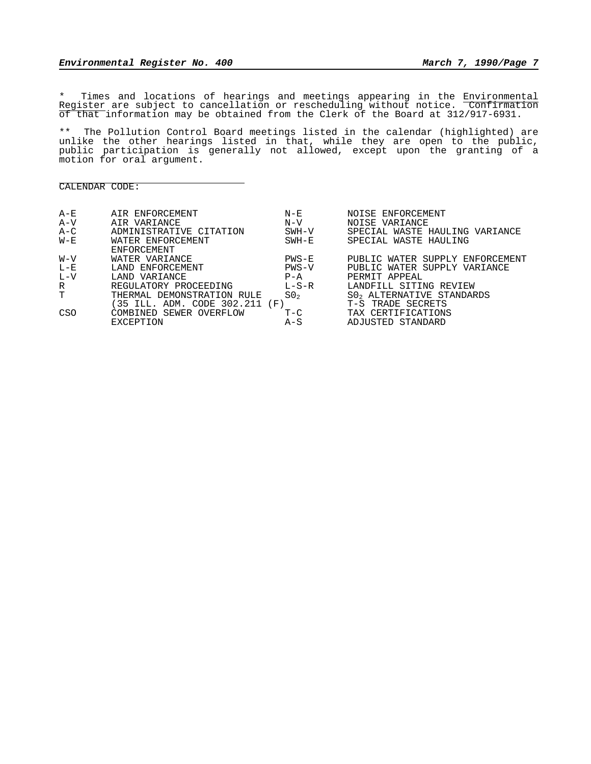\*  Times and locations of hearings and meetings appearing in the Environmental Register are subject to cancellation or rescheduling without notice.  Confirmation of that information may be obtained from the Clerk of the Board at 312/917-6931.

\*\*  The Pollution Control Board meetings listed in the calendar (highlighted) are unlike the other hearings listed in that, while they are open to the public, public participation is generally not allowed, except upon the granting of a motion for oral argument.

CALENDAR CODE:

| | | | |
|---|---|---|---|
| A-E | AIR ENFORCEMENT | N-E | NOISE ENFORCEMENT |
| A-V | AIR VARIANCE | N-V | NOISE VARIANCE |
| A-C | ADMINISTRATIVE CITATION | SWH-V | SPECIAL WASTE HAULING VARIANCE |
| W-E | WATER ENFORCEMENT ENFORCEMENT | SWH-E | SPECIAL WASTE HAULING |
| W-V | WATER VARIANCE | PWS-E | PUBLIC WATER SUPPLY ENFORCEMENT |
| L-E | LAND ENFORCEMENT | PWS-V | PUBLIC WATER SUPPLY VARIANCE |
| L-V | LAND VARIANCE | P-A | PERMIT APPEAL |
| R | REGULATORY PROCEEDING | L-S-R | LANDFILL SITING REVIEW |
| T | THERMAL DEMONSTRATION RULE (35 ILL. ADM. CODE 302.211 (F) | $SO_2$ | $SO_2$ ALTERNATIVE STANDARDS |
| | | | T-S TRADE SECRETS |
| CSO | COMBINED SEWER OVERFLOW EXCEPTION | T-C | TAX CERTIFICATIONS |
| | | A-S | ADJUSTED STANDARD |